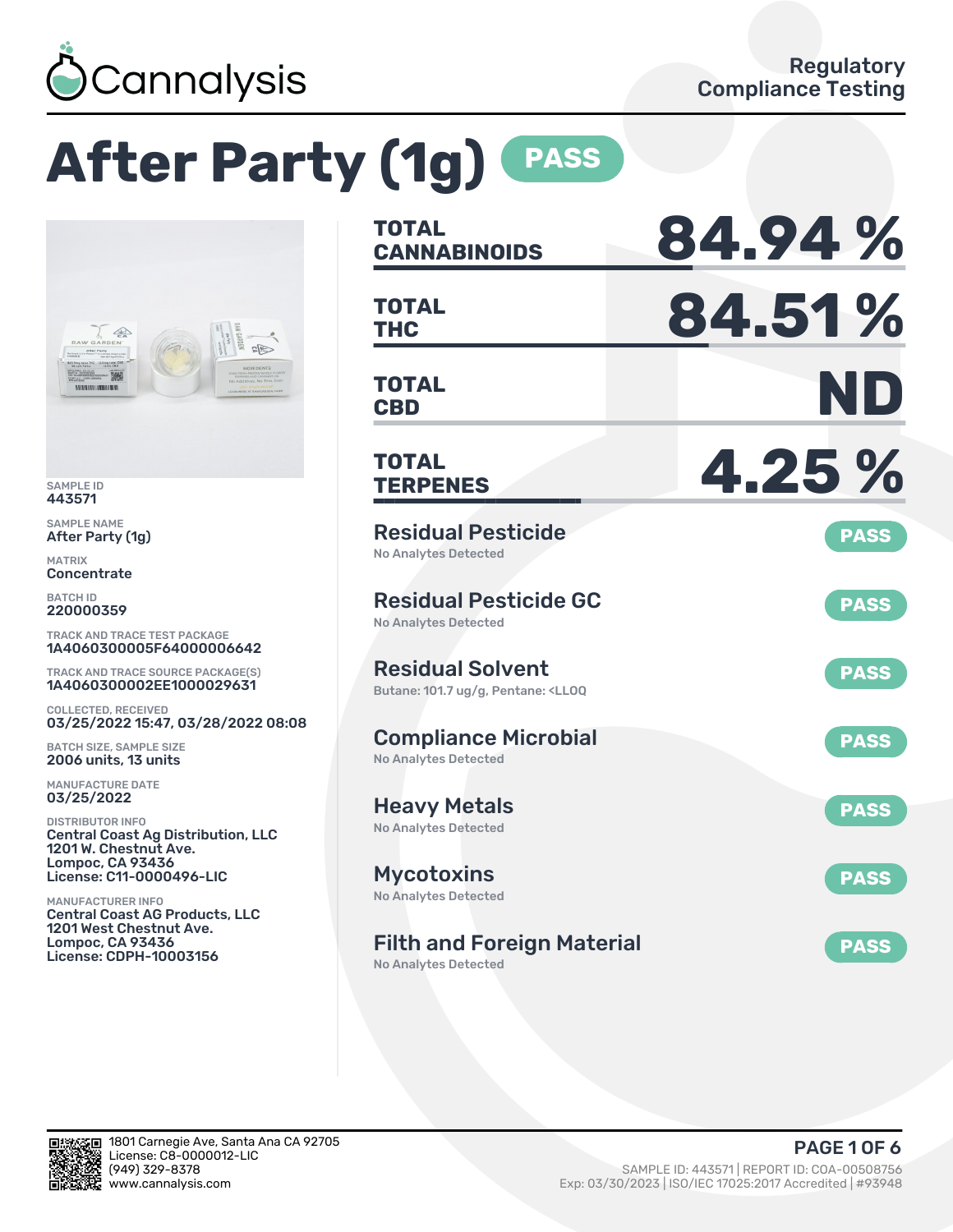Cannalysis

Regulatory Compliance Testing

# After Party (1g) PASS

SAMPLE ID
443571

SAMPLE NAME
After Party (1g)

MATRIX
Concentrate

BATCH ID
220000359

TRACK AND TRACE TEST PACKAGE
1A4060300005F64000006642

TRACK AND TRACE SOURCE PACKAGE(S)
1A4060300002EE1000029631

COLLECTED, RECEIVED
03/25/2022 15:47, 03/28/2022 08:08

BATCH SIZE, SAMPLE SIZE
2006 units, 13 units

MANUFACTURE DATE
03/25/2022

DISTRIBUTOR INFO
Central Coast Ag Distribution, LLC
1201 W. Chestnut Ave.
Lompoc, CA 93436
License: C11-0000496-LIC

MANUFACTURER INFO
Central Coast AG Products, LLC
1201 West Chestnut Ave.
Lompoc, CA 93436
License: CDPH-10003156

| | |
|---|---|
| **TOTAL CANNABINOIDS** | **84.94 %** |
| **TOTAL THC** | **84.51 %** |
| **TOTAL CBD** | **ND** |
| **TOTAL TERPENES** | **4.25 %** |

| Test | Result |
|---|---|
| **Residual Pesticide**<br>No Analytes Detected | PASS |
| **Residual Pesticide GC**<br>No Analytes Detected | PASS |
| **Residual Solvent**<br>Butane: 101.7 ug/g, Pentane: <LLOQ | PASS |
| **Compliance Microbial**<br>No Analytes Detected | PASS |
| **Heavy Metals**<br>No Analytes Detected | PASS |
| **Mycotoxins**<br>No Analytes Detected | PASS |
| **Filth and Foreign Material**<br>No Analytes Detected | PASS |

1801 Carnegie Ave, Santa Ana CA 92705
License: C8-0000012-LIC
(949) 329-8378
www.cannalysis.com

SAMPLE ID: 443571 | REPORT ID: COA-00508756
Exp: 03/30/2023 | ISO/IEC 17025:2017 Accredited | #93948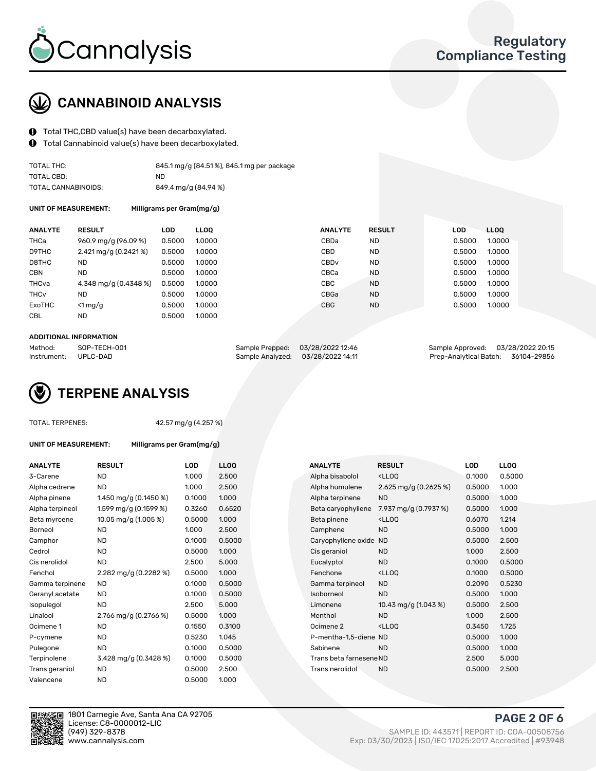Cannalysis

Regulatory Compliance Testing

## CANNABINOID ANALYSIS

- Total THC,CBD value(s) have been decarboxylated.
- Total Cannabinoid value(s) have been decarboxylated.

| | |
|---|---|
| TOTAL THC: | 845.1 mg/g (84.51 %), 845.1 mg per package |
| TOTAL CBD: | ND |
| TOTAL CANNABINOIDS: | 849.4 mg/g (84.94 %) |

**UNIT OF MEASUREMENT:** Milligrams per Gram(mg/g)

| ANALYTE | RESULT | LOD | LLOQ | ANALYTE | RESULT | LOD | LLOQ |
|---|---|---|---|---|---|---|---|
| THCa | 960.9 mg/g (96.09 %) | 0.5000 | 1.0000 | CBDa | ND | 0.5000 | 1.0000 |
| D9THC | 2.421 mg/g (0.2421 %) | 0.5000 | 1.0000 | CBD | ND | 0.5000 | 1.0000 |
| D8THC | ND | 0.5000 | 1.0000 | CBDv | ND | 0.5000 | 1.0000 |
| CBN | ND | 0.5000 | 1.0000 | CBCa | ND | 0.5000 | 1.0000 |
| THCva | 4.348 mg/g (0.4348 %) | 0.5000 | 1.0000 | CBC | ND | 0.5000 | 1.0000 |
| THCv | ND | 0.5000 | 1.0000 | CBGa | ND | 0.5000 | 1.0000 |
| ExoTHC | <1 mg/g | 0.5000 | 1.0000 | CBG | ND | 0.5000 | 1.0000 |
| CBL | ND | 0.5000 | 1.0000 | | | | |

**ADDITIONAL INFORMATION**

| | | | | | |
|---|---|---|---|---|---|
| Method: | SOP-TECH-001 | Sample Prepped: | 03/28/2022 12:46 | Sample Approved: | 03/28/2022 20:15 |
| Instrument: | UPLC-DAD | Sample Analyzed: | 03/28/2022 14:11 | Prep-Analytical Batch: | 36104-29856 |

## TERPENE ANALYSIS

TOTAL TERPENES: 42.57 mg/g (4.257 %)

**UNIT OF MEASUREMENT:** Milligrams per Gram(mg/g)

| ANALYTE | RESULT | LOD | LLOQ | ANALYTE | RESULT | LOD | LLOQ |
|---|---|---|---|---|---|---|---|
| 3-Carene | ND | 1.000 | 2.500 | Alpha bisabolol | <LLOQ | 0.1000 | 0.5000 |
| Alpha cedrene | ND | 1.000 | 2.500 | Alpha humulene | 2.625 mg/g (0.2625 %) | 0.5000 | 1.000 |
| Alpha pinene | 1.450 mg/g (0.1450 %) | 0.1000 | 1.000 | Alpha terpinene | ND | 0.5000 | 1.000 |
| Alpha terpineol | 1.599 mg/g (0.1599 %) | 0.3260 | 0.6520 | Beta caryophyllene | 7.937 mg/g (0.7937 %) | 0.5000 | 1.000 |
| Beta myrcene | 10.05 mg/g (1.005 %) | 0.5000 | 1.000 | Beta pinene | <LLOQ | 0.6070 | 1.214 |
| Borneol | ND | 1.000 | 2.500 | Camphene | ND | 0.5000 | 1.000 |
| Camphor | ND | 0.1000 | 0.5000 | Caryophyllene oxide | ND | 0.5000 | 2.500 |
| Cedrol | ND | 0.5000 | 1.000 | Cis geraniol | ND | 1.000 | 2.500 |
| Cis nerolidol | ND | 2.500 | 5.000 | Eucalyptol | ND | 0.1000 | 0.5000 |
| Fenchol | 2.282 mg/g (0.2282 %) | 0.5000 | 1.000 | Fenchone | <LLOQ | 0.1000 | 0.5000 |
| Gamma terpinene | ND | 0.1000 | 0.5000 | Gamma terpineol | ND | 0.2090 | 0.5230 |
| Geranyl acetate | ND | 0.1000 | 0.5000 | Isoborneol | ND | 0.5000 | 1.000 |
| Isopulegol | ND | 2.500 | 5.000 | Limonene | 10.43 mg/g (1.043 %) | 0.5000 | 2.500 |
| Linalool | 2.766 mg/g (0.2766 %) | 0.5000 | 1.000 | Menthol | ND | 1.000 | 2.500 |
| Ocimene 1 | ND | 0.1550 | 0.3100 | Ocimene 2 | <LLOQ | 0.3450 | 1.725 |
| P-cymene | ND | 0.5230 | 1.045 | P-mentha-1,5-diene | ND | 0.5000 | 1.000 |
| Pulegone | ND | 0.1000 | 0.5000 | Sabinene | ND | 0.5000 | 1.000 |
| Terpinolene | 3.428 mg/g (0.3428 %) | 0.1000 | 0.5000 | Trans beta farnesene | ND | 2.500 | 5.000 |
| Trans geraniol | ND | 0.5000 | 2.500 | Trans nerolidol | ND | 0.5000 | 2.500 |
| Valencene | ND | 0.5000 | 1.000 | | | | |

1801 Carnegie Ave, Santa Ana CA 92705
License: C8-0000012-LIC
(949) 329-8378
www.cannalysis.com

SAMPLE ID: 443571 | REPORT ID: COA-00508756
Exp: 03/30/2023 | ISO/IEC 17025:2017 Accredited | #93948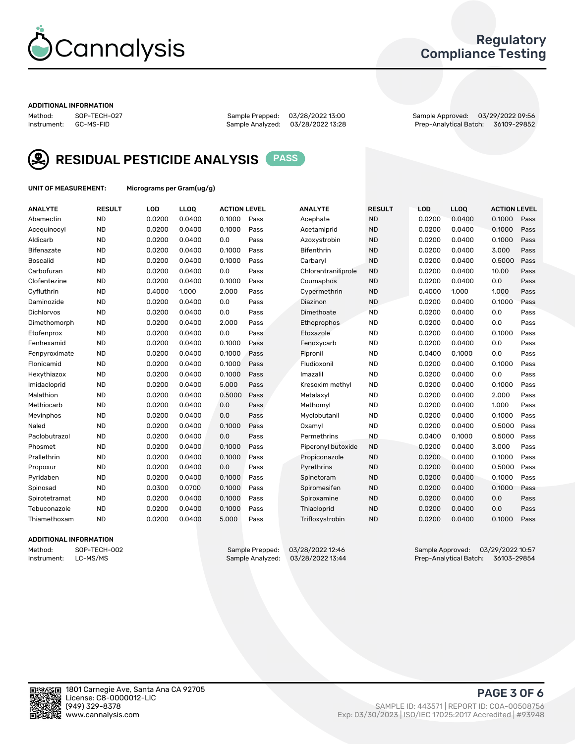# Cannalysis

## Regulatory Compliance Testing

**ADDITIONAL INFORMATION**

Method: SOP-TECH-027 | Sample Prepped: 03/28/2022 13:00 | Sample Approved: 03/29/2022 09:56
Instrument: GC-MS-FID | Sample Analyzed: 03/28/2022 13:28 | Prep-Analytical Batch: 36109-29852

## RESIDUAL PESTICIDE ANALYSIS PASS

**UNIT OF MEASUREMENT:** Micrograms per Gram(ug/g)

| ANALYTE | RESULT | LOD | LLOQ | ACTION LEVEL | | ANALYTE | RESULT | LOD | LLOQ | ACTION LEVEL | |
|---|---|---|---|---|---|---|---|---|---|---|---|
| Abamectin | ND | 0.0200 | 0.0400 | 0.1000 | Pass | Acephate | ND | 0.0200 | 0.0400 | 0.1000 | Pass |
| Acequinocyl | ND | 0.0200 | 0.0400 | 0.1000 | Pass | Acetamiprid | ND | 0.0200 | 0.0400 | 0.1000 | Pass |
| Aldicarb | ND | 0.0200 | 0.0400 | 0.0 | Pass | Azoxystrobin | ND | 0.0200 | 0.0400 | 0.1000 | Pass |
| Bifenazate | ND | 0.0200 | 0.0400 | 0.1000 | Pass | Bifenthrin | ND | 0.0200 | 0.0400 | 3.000 | Pass |
| Boscalid | ND | 0.0200 | 0.0400 | 0.1000 | Pass | Carbaryl | ND | 0.0200 | 0.0400 | 0.5000 | Pass |
| Carbofuran | ND | 0.0200 | 0.0400 | 0.0 | Pass | Chlorantraniliprole | ND | 0.0200 | 0.0400 | 10.00 | Pass |
| Clofentezine | ND | 0.0200 | 0.0400 | 0.1000 | Pass | Coumaphos | ND | 0.0200 | 0.0400 | 0.0 | Pass |
| Cyfluthrin | ND | 0.4000 | 1.000 | 2.000 | Pass | Cypermethrin | ND | 0.4000 | 1.000 | 1.000 | Pass |
| Daminozide | ND | 0.0200 | 0.0400 | 0.0 | Pass | Diazinon | ND | 0.0200 | 0.0400 | 0.1000 | Pass |
| Dichlorvos | ND | 0.0200 | 0.0400 | 0.0 | Pass | Dimethoate | ND | 0.0200 | 0.0400 | 0.0 | Pass |
| Dimethomorph | ND | 0.0200 | 0.0400 | 2.000 | Pass | Ethoprophos | ND | 0.0200 | 0.0400 | 0.0 | Pass |
| Etofenprox | ND | 0.0200 | 0.0400 | 0.0 | Pass | Etoxazole | ND | 0.0200 | 0.0400 | 0.1000 | Pass |
| Fenhexamid | ND | 0.0200 | 0.0400 | 0.1000 | Pass | Fenoxycarb | ND | 0.0200 | 0.0400 | 0.0 | Pass |
| Fenpyroximate | ND | 0.0200 | 0.0400 | 0.1000 | Pass | Fipronil | ND | 0.0400 | 0.1000 | 0.0 | Pass |
| Flonicamid | ND | 0.0200 | 0.0400 | 0.1000 | Pass | Fludioxonil | ND | 0.0200 | 0.0400 | 0.1000 | Pass |
| Hexythiazox | ND | 0.0200 | 0.0400 | 0.1000 | Pass | Imazalil | ND | 0.0200 | 0.0400 | 0.0 | Pass |
| Imidacloprid | ND | 0.0200 | 0.0400 | 5.000 | Pass | Kresoxim methyl | ND | 0.0200 | 0.0400 | 0.1000 | Pass |
| Malathion | ND | 0.0200 | 0.0400 | 0.5000 | Pass | Metalaxyl | ND | 0.0200 | 0.0400 | 2.000 | Pass |
| Methiocarb | ND | 0.0200 | 0.0400 | 0.0 | Pass | Methomyl | ND | 0.0200 | 0.0400 | 1.000 | Pass |
| Mevinphos | ND | 0.0200 | 0.0400 | 0.0 | Pass | Myclobutanil | ND | 0.0200 | 0.0400 | 0.1000 | Pass |
| Naled | ND | 0.0200 | 0.0400 | 0.1000 | Pass | Oxamyl | ND | 0.0200 | 0.0400 | 0.5000 | Pass |
| Paclobutrazol | ND | 0.0200 | 0.0400 | 0.0 | Pass | Permethrins | ND | 0.0400 | 0.1000 | 0.5000 | Pass |
| Phosmet | ND | 0.0200 | 0.0400 | 0.1000 | Pass | Piperonyl butoxide | ND | 0.0200 | 0.0400 | 3.000 | Pass |
| Prallethrin | ND | 0.0200 | 0.0400 | 0.1000 | Pass | Propiconazole | ND | 0.0200 | 0.0400 | 0.1000 | Pass |
| Propoxur | ND | 0.0200 | 0.0400 | 0.0 | Pass | Pyrethrins | ND | 0.0200 | 0.0400 | 0.5000 | Pass |
| Pyridaben | ND | 0.0200 | 0.0400 | 0.1000 | Pass | Spinetoram | ND | 0.0200 | 0.0400 | 0.1000 | Pass |
| Spinosad | ND | 0.0300 | 0.0700 | 0.1000 | Pass | Spiromesifen | ND | 0.0200 | 0.0400 | 0.1000 | Pass |
| Spirotetramat | ND | 0.0200 | 0.0400 | 0.1000 | Pass | Spiroxamine | ND | 0.0200 | 0.0400 | 0.0 | Pass |
| Tebuconazole | ND | 0.0200 | 0.0400 | 0.1000 | Pass | Thiacloprid | ND | 0.0200 | 0.0400 | 0.0 | Pass |
| Thiamethoxam | ND | 0.0200 | 0.0400 | 5.000 | Pass | Trifloxystrobin | ND | 0.0200 | 0.0400 | 0.1000 | Pass |

**ADDITIONAL INFORMATION**

Method: SOP-TECH-002 | Sample Prepped: 03/28/2022 12:46 | Sample Approved: 03/29/2022 10:57
Instrument: LC-MS/MS | Sample Analyzed: 03/28/2022 13:44 | Prep-Analytical Batch: 36103-29854

1801 Carnegie Ave, Santa Ana CA 92705
License: C8-0000012-LIC
(949) 329-8378
www.cannalysis.com

SAMPLE ID: 443571 | REPORT ID: COA-00508756
Exp: 03/30/2023 | ISO/IEC 17025:2017 Accredited | #93948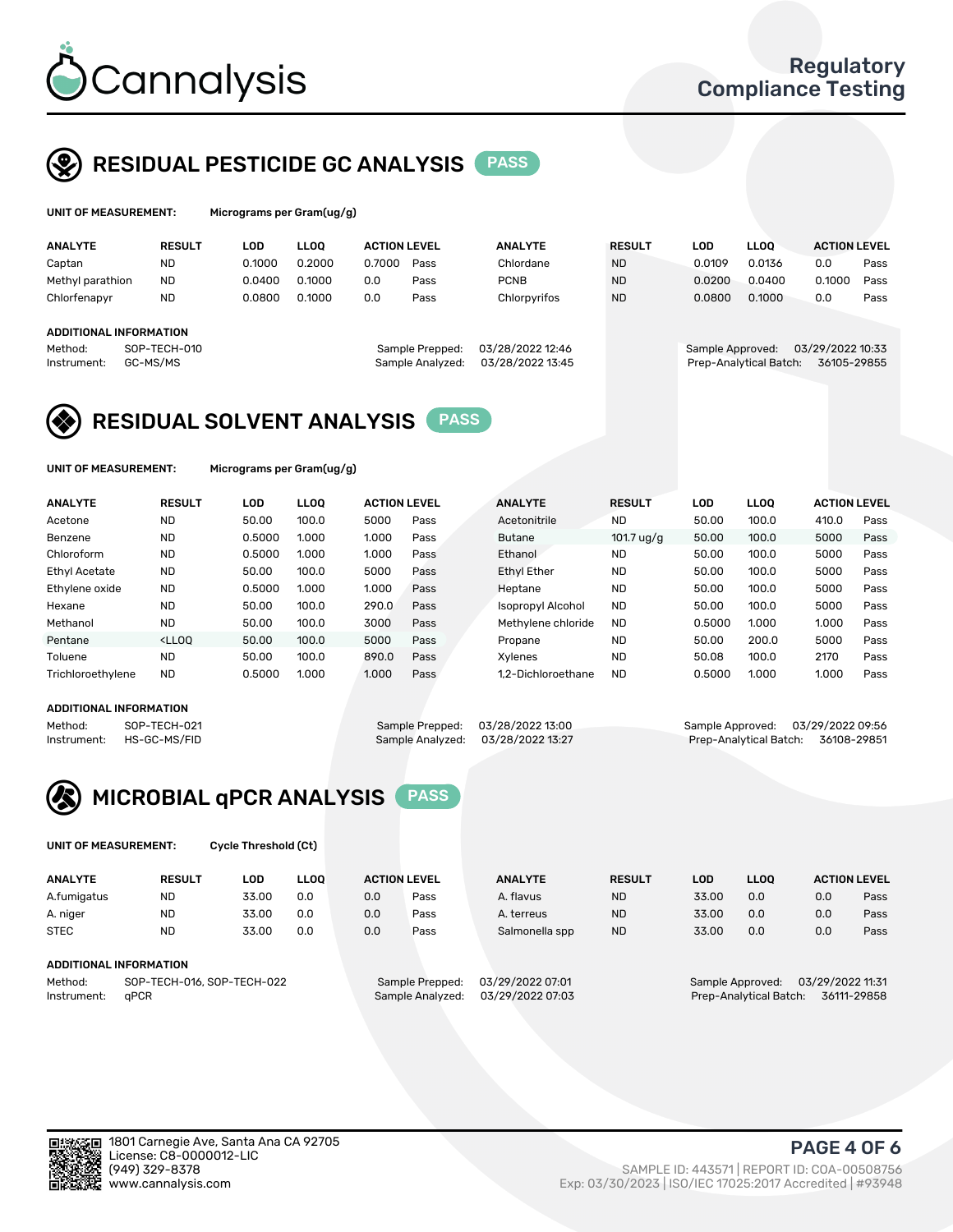# Cannalysis

Regulatory Compliance Testing

## RESIDUAL PESTICIDE GC ANALYSIS — PASS

**UNIT OF MEASUREMENT:** Micrograms per Gram(ug/g)

| ANALYTE | RESULT | LOD | LLOQ | ACTION LEVEL | | ANALYTE | RESULT | LOD | LLOQ | ACTION LEVEL | |
|---|---|---|---|---|---|---|---|---|---|---|---|
| Captan | ND | 0.1000 | 0.2000 | 0.7000 | Pass | Chlordane | ND | 0.0109 | 0.0136 | 0.0 | Pass |
| Methyl parathion | ND | 0.0400 | 0.1000 | 0.0 | Pass | PCNB | ND | 0.0200 | 0.0400 | 0.1000 | Pass |
| Chlorfenapyr | ND | 0.0800 | 0.1000 | 0.0 | Pass | Chlorpyrifos | ND | 0.0800 | 0.1000 | 0.0 | Pass |

**ADDITIONAL INFORMATION**

Method: SOP-TECH-010
Instrument: GC-MS/MS
Sample Prepped: 03/28/2022 12:46
Sample Analyzed: 03/28/2022 13:45
Sample Approved: 03/29/2022 10:33
Prep-Analytical Batch: 36105-29855

## RESIDUAL SOLVENT ANALYSIS — PASS

**UNIT OF MEASUREMENT:** Micrograms per Gram(ug/g)

| ANALYTE | RESULT | LOD | LLOQ | ACTION LEVEL | | ANALYTE | RESULT | LOD | LLOQ | ACTION LEVEL | |
|---|---|---|---|---|---|---|---|---|---|---|---|
| Acetone | ND | 50.00 | 100.0 | 5000 | Pass | Acetonitrile | ND | 50.00 | 100.0 | 410.0 | Pass |
| Benzene | ND | 0.5000 | 1.000 | 1.000 | Pass | Butane | 101.7 ug/g | 50.00 | 100.0 | 5000 | Pass |
| Chloroform | ND | 0.5000 | 1.000 | 1.000 | Pass | Ethanol | ND | 50.00 | 100.0 | 5000 | Pass |
| Ethyl Acetate | ND | 50.00 | 100.0 | 5000 | Pass | Ethyl Ether | ND | 50.00 | 100.0 | 5000 | Pass |
| Ethylene oxide | ND | 0.5000 | 1.000 | 1.000 | Pass | Heptane | ND | 50.00 | 100.0 | 5000 | Pass |
| Hexane | ND | 50.00 | 100.0 | 290.0 | Pass | Isopropyl Alcohol | ND | 50.00 | 100.0 | 5000 | Pass |
| Methanol | ND | 50.00 | 100.0 | 3000 | Pass | Methylene chloride | ND | 0.5000 | 1.000 | 1.000 | Pass |
| Pentane | <LLOQ | 50.00 | 100.0 | 5000 | Pass | Propane | ND | 50.00 | 200.0 | 5000 | Pass |
| Toluene | ND | 50.00 | 100.0 | 890.0 | Pass | Xylenes | ND | 50.08 | 100.0 | 2170 | Pass |
| Trichloroethylene | ND | 0.5000 | 1.000 | 1.000 | Pass | 1,2-Dichloroethane | ND | 0.5000 | 1.000 | 1.000 | Pass |

**ADDITIONAL INFORMATION**

Method: SOP-TECH-021
Instrument: HS-GC-MS/FID
Sample Prepped: 03/28/2022 13:00
Sample Analyzed: 03/28/2022 13:27
Sample Approved: 03/29/2022 09:56
Prep-Analytical Batch: 36108-29851

## MICROBIAL qPCR ANALYSIS — PASS

**UNIT OF MEASUREMENT:** Cycle Threshold (Ct)

| ANALYTE | RESULT | LOD | LLOQ | ACTION LEVEL | | ANALYTE | RESULT | LOD | LLOQ | ACTION LEVEL | |
|---|---|---|---|---|---|---|---|---|---|---|---|
| A.fumigatus | ND | 33.00 | 0.0 | 0.0 | Pass | A. flavus | ND | 33.00 | 0.0 | 0.0 | Pass |
| A. niger | ND | 33.00 | 0.0 | 0.0 | Pass | A. terreus | ND | 33.00 | 0.0 | 0.0 | Pass |
| STEC | ND | 33.00 | 0.0 | 0.0 | Pass | Salmonella spp | ND | 33.00 | 0.0 | 0.0 | Pass |

**ADDITIONAL INFORMATION**

Method: SOP-TECH-016, SOP-TECH-022
Instrument: qPCR
Sample Prepped: 03/29/2022 07:01
Sample Analyzed: 03/29/2022 07:03
Sample Approved: 03/29/2022 11:31
Prep-Analytical Batch: 36111-29858

1801 Carnegie Ave, Santa Ana CA 92705
License: C8-0000012-LIC
(949) 329-8378
www.cannalysis.com

SAMPLE ID: 443571 | REPORT ID: COA-00508756
Exp: 03/30/2023 | ISO/IEC 17025:2017 Accredited | #93948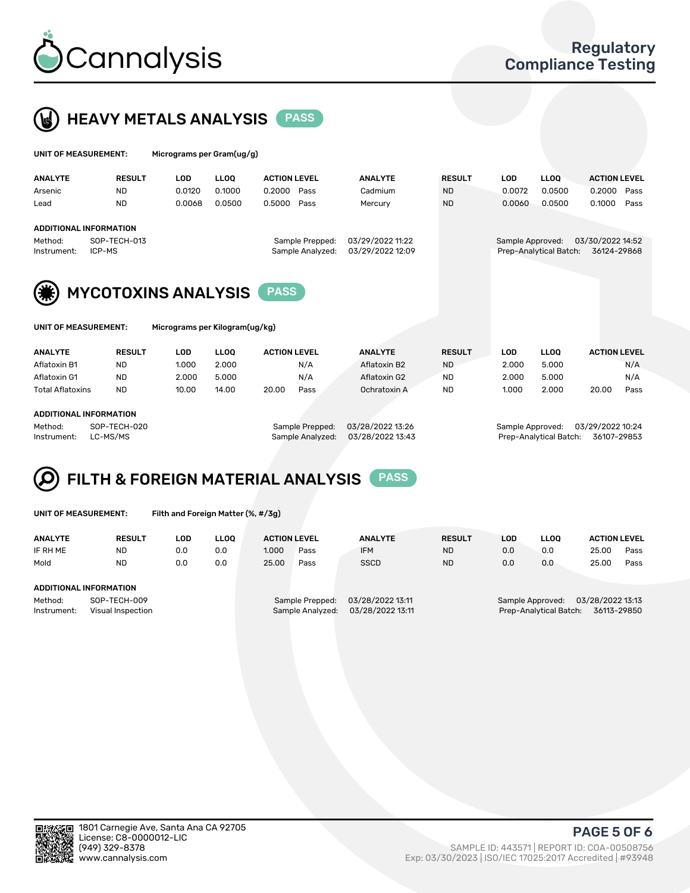# Cannalysis

Regulatory Compliance Testing

## HEAVY METALS ANALYSIS PASS

**UNIT OF MEASUREMENT:** Micrograms per Gram(ug/g)

| ANALYTE | RESULT | LOD | LLOQ | ACTION LEVEL | | ANALYTE | RESULT | LOD | LLOQ | ACTION LEVEL | |
|---|---|---|---|---|---|---|---|---|---|---|---|
| Arsenic | ND | 0.0120 | 0.1000 | 0.2000 | Pass | Cadmium | ND | 0.0072 | 0.0500 | 0.2000 | Pass |
| Lead | ND | 0.0068 | 0.0500 | 0.5000 | Pass | Mercury | ND | 0.0060 | 0.0500 | 0.1000 | Pass |

**ADDITIONAL INFORMATION**

Method: SOP-TECH-013
Instrument: ICP-MS
Sample Prepped: 03/29/2022 11:22
Sample Analyzed: 03/29/2022 12:09
Sample Approved: 03/30/2022 14:52
Prep-Analytical Batch: 36124-29868

## MYCOTOXINS ANALYSIS PASS

**UNIT OF MEASUREMENT:** Micrograms per Kilogram(ug/kg)

| ANALYTE | RESULT | LOD | LLOQ | ACTION LEVEL | | ANALYTE | RESULT | LOD | LLOQ | ACTION LEVEL | |
|---|---|---|---|---|---|---|---|---|---|---|---|
| Aflatoxin B1 | ND | 1.000 | 2.000 | | N/A | Aflatoxin B2 | ND | 2.000 | 5.000 | | N/A |
| Aflatoxin G1 | ND | 2.000 | 5.000 | | N/A | Aflatoxin G2 | ND | 2.000 | 5.000 | | N/A |
| Total Aflatoxins | ND | 10.00 | 14.00 | 20.00 | Pass | Ochratoxin A | ND | 1.000 | 2.000 | 20.00 | Pass |

**ADDITIONAL INFORMATION**

Method: SOP-TECH-020
Instrument: LC-MS/MS
Sample Prepped: 03/28/2022 13:26
Sample Analyzed: 03/28/2022 13:43
Sample Approved: 03/29/2022 10:24
Prep-Analytical Batch: 36107-29853

## FILTH & FOREIGN MATERIAL ANALYSIS PASS

**UNIT OF MEASUREMENT:** Filth and Foreign Matter (%, #/3g)

| ANALYTE | RESULT | LOD | LLOQ | ACTION LEVEL | | ANALYTE | RESULT | LOD | LLOQ | ACTION LEVEL | |
|---|---|---|---|---|---|---|---|---|---|---|---|
| IF RH ME | ND | 0.0 | 0.0 | 1.000 | Pass | IFM | ND | 0.0 | 0.0 | 25.00 | Pass |
| Mold | ND | 0.0 | 0.0 | 25.00 | Pass | SSCD | ND | 0.0 | 0.0 | 25.00 | Pass |

**ADDITIONAL INFORMATION**

Method: SOP-TECH-009
Instrument: Visual Inspection
Sample Prepped: 03/28/2022 13:11
Sample Analyzed: 03/28/2022 13:11
Sample Approved: 03/28/2022 13:13
Prep-Analytical Batch: 36113-29850

1801 Carnegie Ave, Santa Ana CA 92705
License: C8-0000012-LIC
(949) 329-8378
www.cannalysis.com

SAMPLE ID: 443571 | REPORT ID: COA-00508756
Exp: 03/30/2023 | ISO/IEC 17025:2017 Accredited | #93948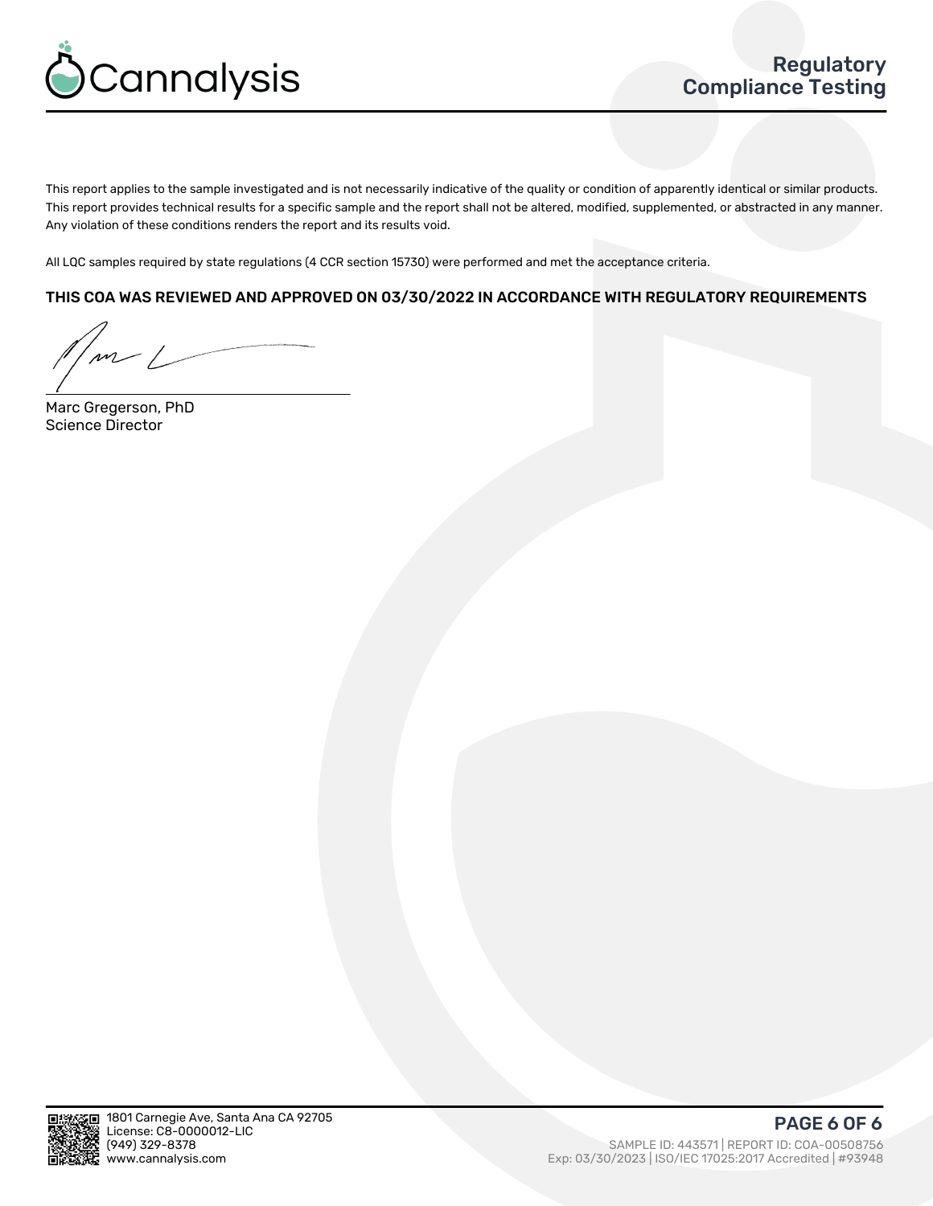This report applies to the sample investigated and is not necessarily indicative of the quality or condition of apparently identical or similar products. This report provides technical results for a specific sample and the report shall not be altered, modified, supplemented, or abstracted in any manner. Any violation of these conditions renders the report and its results void.

All LQC samples required by state regulations (4 CCR section 15730) were performed and met the acceptance criteria.

**THIS COA WAS REVIEWED AND APPROVED ON 03/30/2022 IN ACCORDANCE WITH REGULATORY REQUIREMENTS**

Marc Gregerson, PhD
Science Director